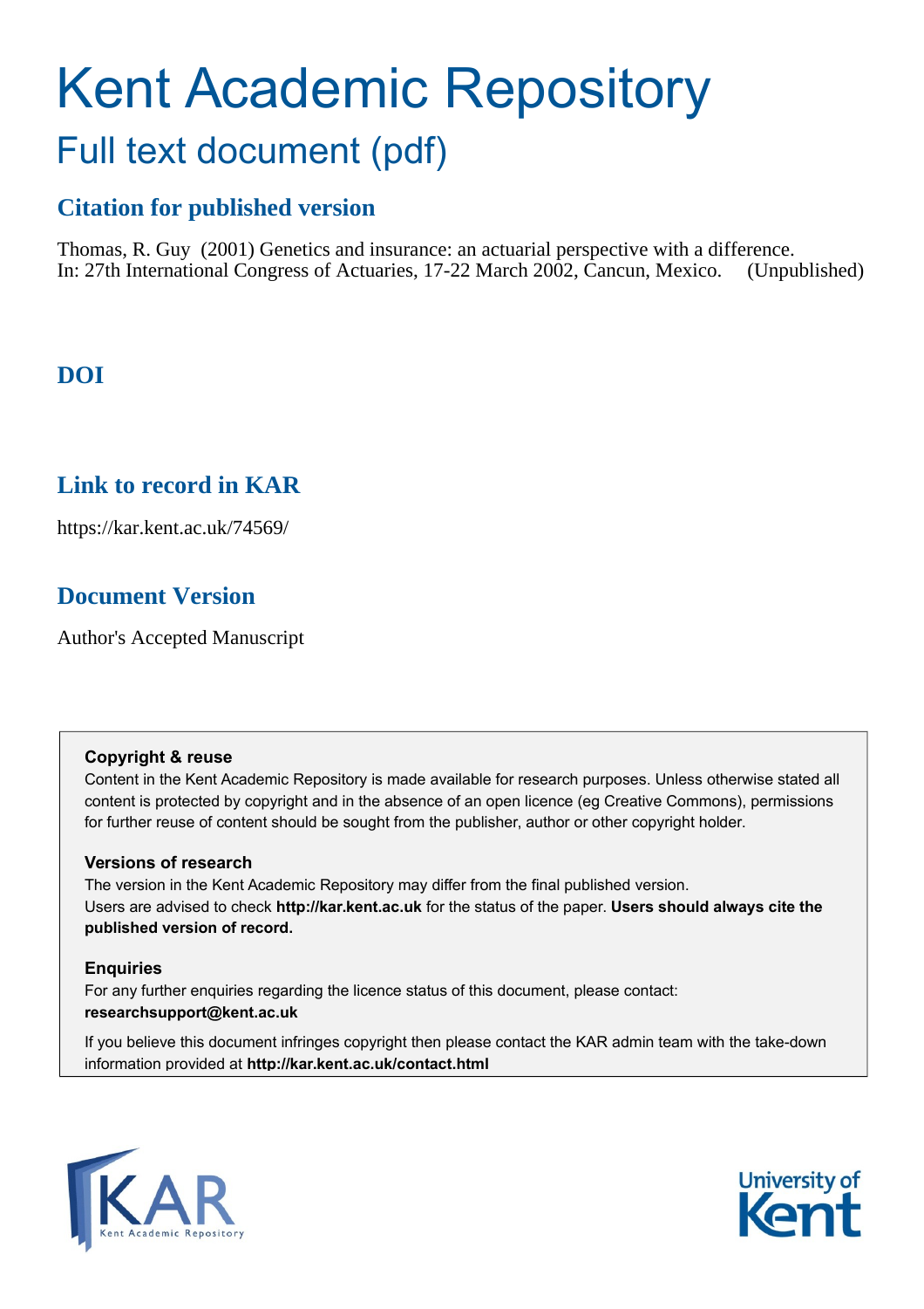# Kent Academic Repository

## Full text document (pdf)

### Citation for published version

Thomas, R. Guy (2001) Genetics and insurance: an actuarial perspective with a difference. In: 27th International Congress of Actuaries, 17-22 March 2002, Cancun, Mexico. (Unpublished)

### DOI

### Link to record in KAR

https://kar.kent.ac.uk/74569/

### Document Version

Author's Accepted Manuscript

**Copyright & reuse**

Content in the Kent Academic Repository is made available for research purposes. Unless otherwise stated all content is protected by copyright and in the absence of an open licence (eg Creative Commons), permissions for further reuse of content should be sought from the publisher, author or other copyright holder.

**Versions of research**

The version in the Kent Academic Repository may differ from the final published version.
Users are advised to check **http://kar.kent.ac.uk** for the status of the paper. **Users should always cite the published version of record.**

**Enquiries**

For any further enquiries regarding the licence status of this document, please contact:
**researchsupport@kent.ac.uk**

If you believe this document infringes copyright then please contact the KAR admin team with the take-down information provided at **http://kar.kent.ac.uk/contact.html**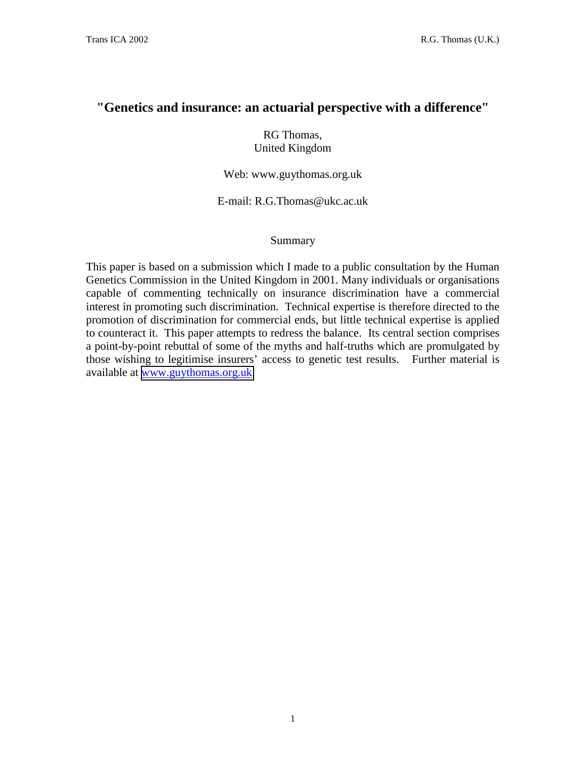# "Genetics and insurance: an actuarial perspective with a difference"

RG Thomas,
United Kingdom

Web: www.guythomas.org.uk

E-mail: R.G.Thomas@ukc.ac.uk

## Summary

This paper is based on a submission which I made to a public consultation by the Human Genetics Commission in the United Kingdom in 2001. Many individuals or organisations capable of commenting technically on insurance discrimination have a commercial interest in promoting such discrimination. Technical expertise is therefore directed to the promotion of discrimination for commercial ends, but little technical expertise is applied to counteract it. This paper attempts to redress the balance. Its central section comprises a point-by-point rebuttal of some of the myths and half-truths which are promulgated by those wishing to legitimise insurers' access to genetic test results. Further material is available at www.guythomas.org.uk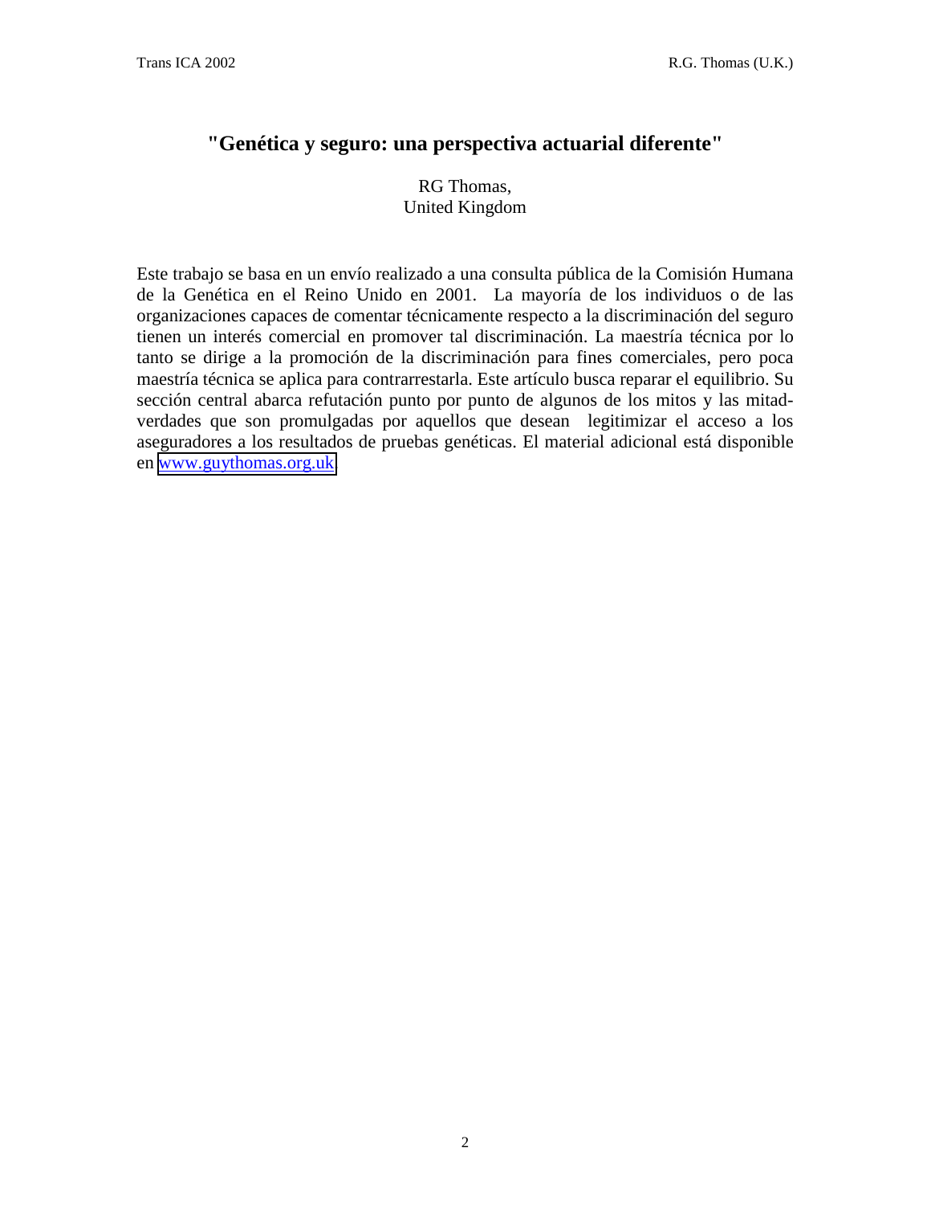# "Genética y seguro: una perspectiva actuarial diferente"

RG Thomas,
United Kingdom

Este trabajo se basa en un envío realizado a una consulta pública de la Comisión Humana de la Genética en el Reino Unido en 2001. La mayoría de los individuos o de las organizaciones capaces de comentar técnicamente respecto a la discriminación del seguro tienen un interés comercial en promover tal discriminación. La maestría técnica por lo tanto se dirige a la promoción de la discriminación para fines comerciales, pero poca maestría técnica se aplica para contrarrestarla. Este artículo busca reparar el equilibrio. Su sección central abarca refutación punto por punto de algunos de los mitos y las mitad-verdades que son promulgadas por aquellos que desean legitimizar el acceso a los aseguradores a los resultados de pruebas genéticas. El material adicional está disponible en www.guythomas.org.uk.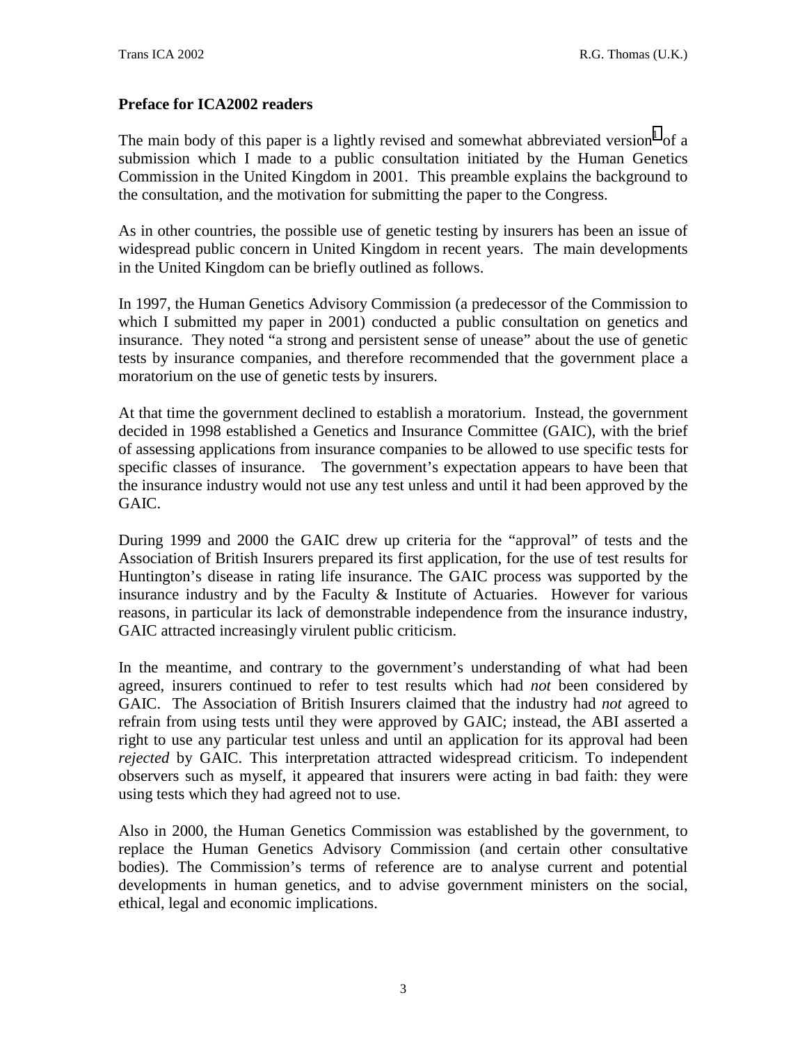**Preface for ICA2002 readers**

The main body of this paper is a lightly revised and somewhat abbreviated version[1] of a submission which I made to a public consultation initiated by the Human Genetics Commission in the United Kingdom in 2001. This preamble explains the background to the consultation, and the motivation for submitting the paper to the Congress.

As in other countries, the possible use of genetic testing by insurers has been an issue of widespread public concern in United Kingdom in recent years. The main developments in the United Kingdom can be briefly outlined as follows.

In 1997, the Human Genetics Advisory Commission (a predecessor of the Commission to which I submitted my paper in 2001) conducted a public consultation on genetics and insurance. They noted "a strong and persistent sense of unease" about the use of genetic tests by insurance companies, and therefore recommended that the government place a moratorium on the use of genetic tests by insurers.

At that time the government declined to establish a moratorium. Instead, the government decided in 1998 established a Genetics and Insurance Committee (GAIC), with the brief of assessing applications from insurance companies to be allowed to use specific tests for specific classes of insurance. The government's expectation appears to have been that the insurance industry would not use any test unless and until it had been approved by the GAIC.

During 1999 and 2000 the GAIC drew up criteria for the "approval" of tests and the Association of British Insurers prepared its first application, for the use of test results for Huntington's disease in rating life insurance. The GAIC process was supported by the insurance industry and by the Faculty & Institute of Actuaries. However for various reasons, in particular its lack of demonstrable independence from the insurance industry, GAIC attracted increasingly virulent public criticism.

In the meantime, and contrary to the government's understanding of what had been agreed, insurers continued to refer to test results which had *not* been considered by GAIC. The Association of British Insurers claimed that the industry had *not* agreed to refrain from using tests until they were approved by GAIC; instead, the ABI asserted a right to use any particular test unless and until an application for its approval had been *rejected* by GAIC. This interpretation attracted widespread criticism. To independent observers such as myself, it appeared that insurers were acting in bad faith: they were using tests which they had agreed not to use.

Also in 2000, the Human Genetics Commission was established by the government, to replace the Human Genetics Advisory Commission (and certain other consultative bodies). The Commission's terms of reference are to analyse current and potential developments in human genetics, and to advise government ministers on the social, ethical, legal and economic implications.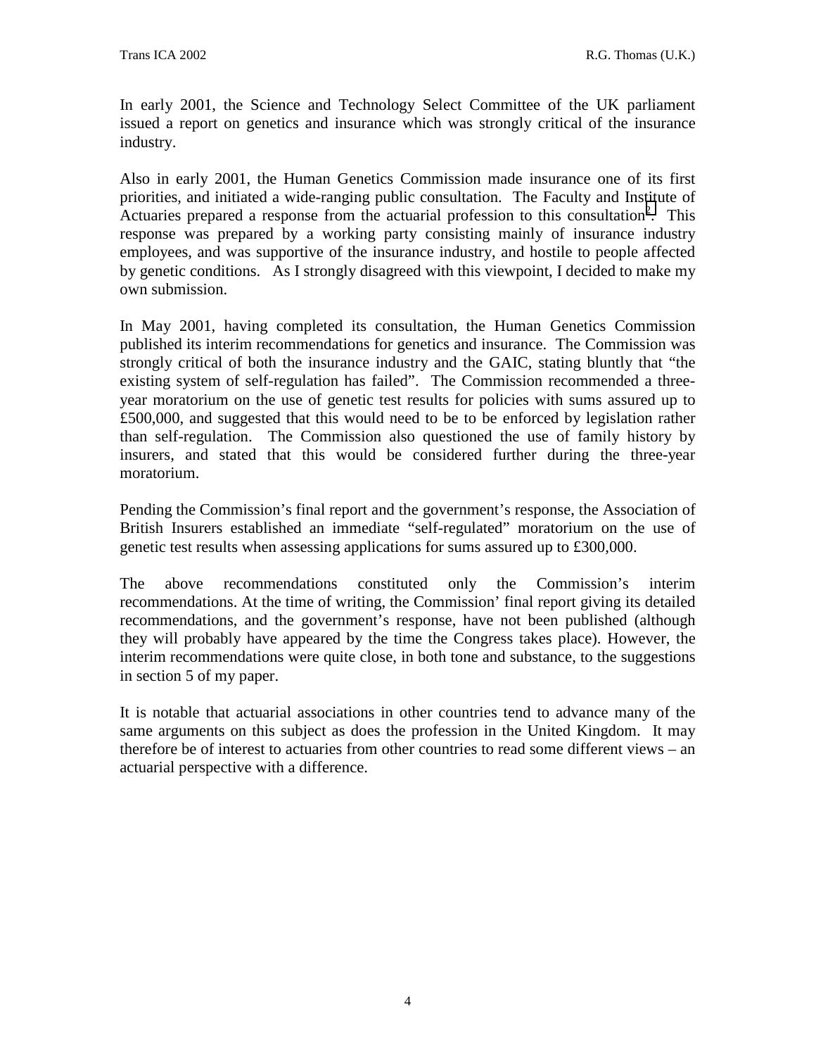In early 2001, the Science and Technology Select Committee of the UK parliament issued a report on genetics and insurance which was strongly critical of the insurance industry.

Also in early 2001, the Human Genetics Commission made insurance one of its first priorities, and initiated a wide-ranging public consultation. The Faculty and Institute of Actuaries prepared a response from the actuarial profession to this consultation[2]. This response was prepared by a working party consisting mainly of insurance industry employees, and was supportive of the insurance industry, and hostile to people affected by genetic conditions. As I strongly disagreed with this viewpoint, I decided to make my own submission.

In May 2001, having completed its consultation, the Human Genetics Commission published its interim recommendations for genetics and insurance. The Commission was strongly critical of both the insurance industry and the GAIC, stating bluntly that "the existing system of self-regulation has failed". The Commission recommended a three-year moratorium on the use of genetic test results for policies with sums assured up to £500,000, and suggested that this would need to be to be enforced by legislation rather than self-regulation. The Commission also questioned the use of family history by insurers, and stated that this would be considered further during the three-year moratorium.

Pending the Commission's final report and the government's response, the Association of British Insurers established an immediate "self-regulated" moratorium on the use of genetic test results when assessing applications for sums assured up to £300,000.

The above recommendations constituted only the Commission's interim recommendations. At the time of writing, the Commission' final report giving its detailed recommendations, and the government's response, have not been published (although they will probably have appeared by the time the Congress takes place). However, the interim recommendations were quite close, in both tone and substance, to the suggestions in section 5 of my paper.

It is notable that actuarial associations in other countries tend to advance many of the same arguments on this subject as does the profession in the United Kingdom. It may therefore be of interest to actuaries from other countries to read some different views – an actuarial perspective with a difference.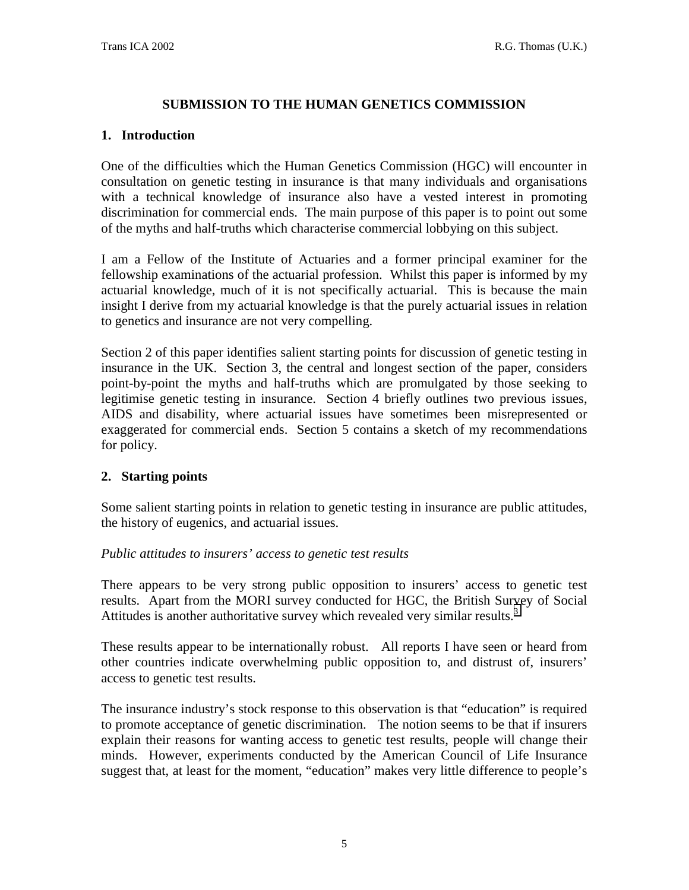# SUBMISSION TO THE HUMAN GENETICS COMMISSION

## 1. Introduction

One of the difficulties which the Human Genetics Commission (HGC) will encounter in consultation on genetic testing in insurance is that many individuals and organisations with a technical knowledge of insurance also have a vested interest in promoting discrimination for commercial ends. The main purpose of this paper is to point out some of the myths and half-truths which characterise commercial lobbying on this subject.

I am a Fellow of the Institute of Actuaries and a former principal examiner for the fellowship examinations of the actuarial profession. Whilst this paper is informed by my actuarial knowledge, much of it is not specifically actuarial. This is because the main insight I derive from my actuarial knowledge is that the purely actuarial issues in relation to genetics and insurance are not very compelling.

Section 2 of this paper identifies salient starting points for discussion of genetic testing in insurance in the UK. Section 3, the central and longest section of the paper, considers point-by-point the myths and half-truths which are promulgated by those seeking to legitimise genetic testing in insurance. Section 4 briefly outlines two previous issues, AIDS and disability, where actuarial issues have sometimes been misrepresented or exaggerated for commercial ends. Section 5 contains a sketch of my recommendations for policy.

## 2. Starting points

Some salient starting points in relation to genetic testing in insurance are public attitudes, the history of eugenics, and actuarial issues.

*Public attitudes to insurers' access to genetic test results*

There appears to be very strong public opposition to insurers' access to genetic test results. Apart from the MORI survey conducted for HGC, the British Survey of Social Attitudes is another authoritative survey which revealed very similar results.[3]

These results appear to be internationally robust. All reports I have seen or heard from other countries indicate overwhelming public opposition to, and distrust of, insurers' access to genetic test results.

The insurance industry's stock response to this observation is that "education" is required to promote acceptance of genetic discrimination. The notion seems to be that if insurers explain their reasons for wanting access to genetic test results, people will change their minds. However, experiments conducted by the American Council of Life Insurance suggest that, at least for the moment, "education" makes very little difference to people's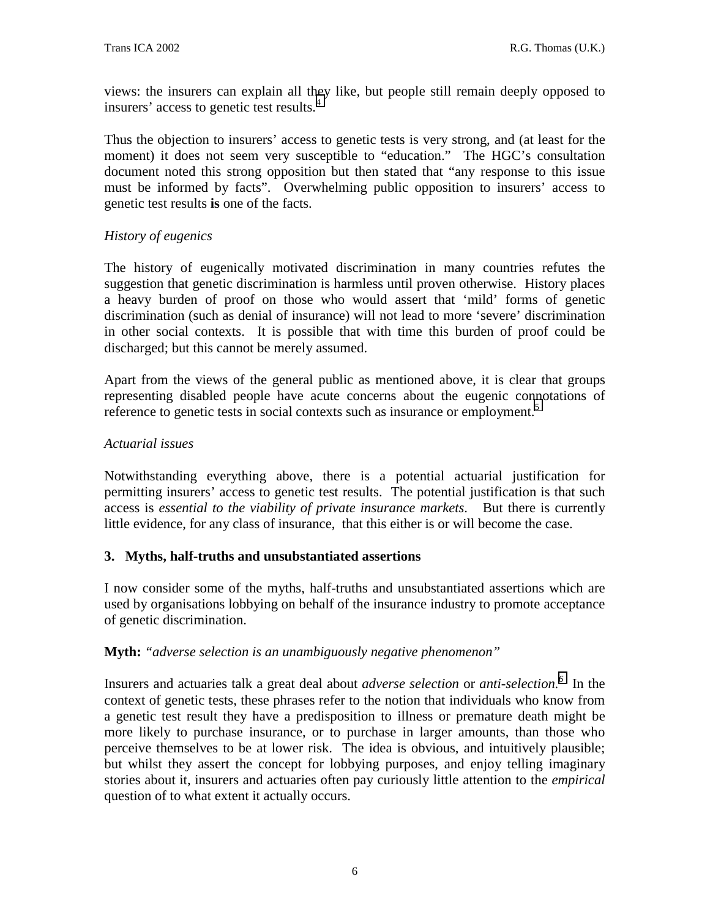views: the insurers can explain all they like, but people still remain deeply opposed to insurers' access to genetic test results.[4]

Thus the objection to insurers' access to genetic tests is very strong, and (at least for the moment) it does not seem very susceptible to "education." The HGC's consultation document noted this strong opposition but then stated that "any response to this issue must be informed by facts". Overwhelming public opposition to insurers' access to genetic test results **is** one of the facts.

*History of eugenics*

The history of eugenically motivated discrimination in many countries refutes the suggestion that genetic discrimination is harmless until proven otherwise. History places a heavy burden of proof on those who would assert that 'mild' forms of genetic discrimination (such as denial of insurance) will not lead to more 'severe' discrimination in other social contexts. It is possible that with time this burden of proof could be discharged; but this cannot be merely assumed.

Apart from the views of the general public as mentioned above, it is clear that groups representing disabled people have acute concerns about the eugenic connotations of reference to genetic tests in social contexts such as insurance or employment.[5]

*Actuarial issues*

Notwithstanding everything above, there is a potential actuarial justification for permitting insurers' access to genetic test results. The potential justification is that such access is *essential to the viability of private insurance markets*. But there is currently little evidence, for any class of insurance, that this either is or will become the case.

## 3. Myths, half-truths and unsubstantiated assertions

I now consider some of the myths, half-truths and unsubstantiated assertions which are used by organisations lobbying on behalf of the insurance industry to promote acceptance of genetic discrimination.

**Myth:** *"adverse selection is an unambiguously negative phenomenon"*

Insurers and actuaries talk a great deal about *adverse selection* or *anti-selection*.[6] In the context of genetic tests, these phrases refer to the notion that individuals who know from a genetic test result they have a predisposition to illness or premature death might be more likely to purchase insurance, or to purchase in larger amounts, than those who perceive themselves to be at lower risk. The idea is obvious, and intuitively plausible; but whilst they assert the concept for lobbying purposes, and enjoy telling imaginary stories about it, insurers and actuaries often pay curiously little attention to the *empirical* question of to what extent it actually occurs.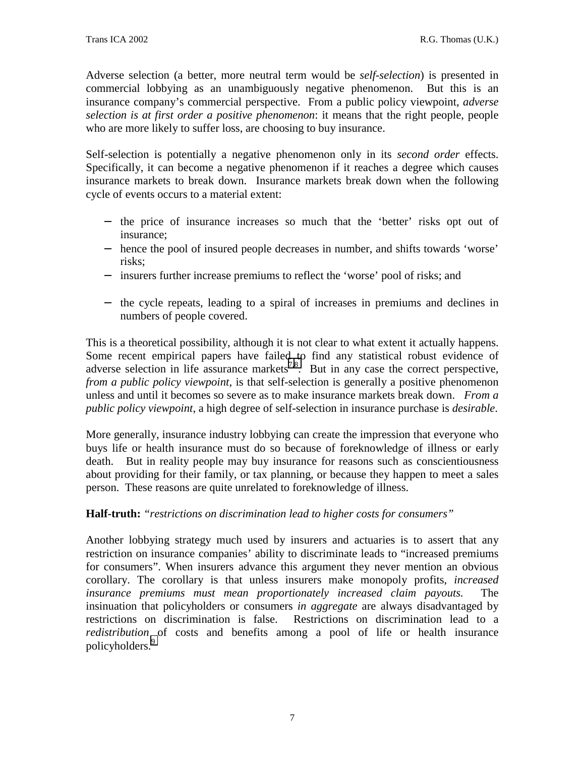Adverse selection (a better, more neutral term would be *self-selection*) is presented in commercial lobbying as an unambiguously negative phenomenon. But this is an insurance company's commercial perspective. From a public policy viewpoint, *adverse selection is at first order a positive phenomenon*: it means that the right people, people who are more likely to suffer loss, are choosing to buy insurance.

Self-selection is potentially a negative phenomenon only in its *second order* effects. Specifically, it can become a negative phenomenon if it reaches a degree which causes insurance markets to break down. Insurance markets break down when the following cycle of events occurs to a material extent:

- the price of insurance increases so much that the 'better' risks opt out of insurance;
- hence the pool of insured people decreases in number, and shifts towards 'worse' risks;
- insurers further increase premiums to reflect the 'worse' pool of risks; and
- the cycle repeats, leading to a spiral of increases in premiums and declines in numbers of people covered.

This is a theoretical possibility, although it is not clear to what extent it actually happens. Some recent empirical papers have failed to find any statistical robust evidence of adverse selection in life assurance markets[7,8]. But in any case the correct perspective, *from a public policy viewpoint*, is that self-selection is generally a positive phenomenon unless and until it becomes so severe as to make insurance markets break down. *From a public policy viewpoint*, a high degree of self-selection in insurance purchase is *desirable*.

More generally, insurance industry lobbying can create the impression that everyone who buys life or health insurance must do so because of foreknowledge of illness or early death. But in reality people may buy insurance for reasons such as conscientiousness about providing for their family, or tax planning, or because they happen to meet a sales person. These reasons are quite unrelated to foreknowledge of illness.

**Half-truth:** *"restrictions on discrimination lead to higher costs for consumers"*

Another lobbying strategy much used by insurers and actuaries is to assert that any restriction on insurance companies' ability to discriminate leads to "increased premiums for consumers". When insurers advance this argument they never mention an obvious corollary. The corollary is that unless insurers make monopoly profits, *increased insurance premiums must mean proportionately increased claim payouts.* The insinuation that policyholders or consumers *in aggregate* are always disadvantaged by restrictions on discrimination is false. Restrictions on discrimination lead to a *redistribution* of costs and benefits among a pool of life or health insurance policyholders.[9]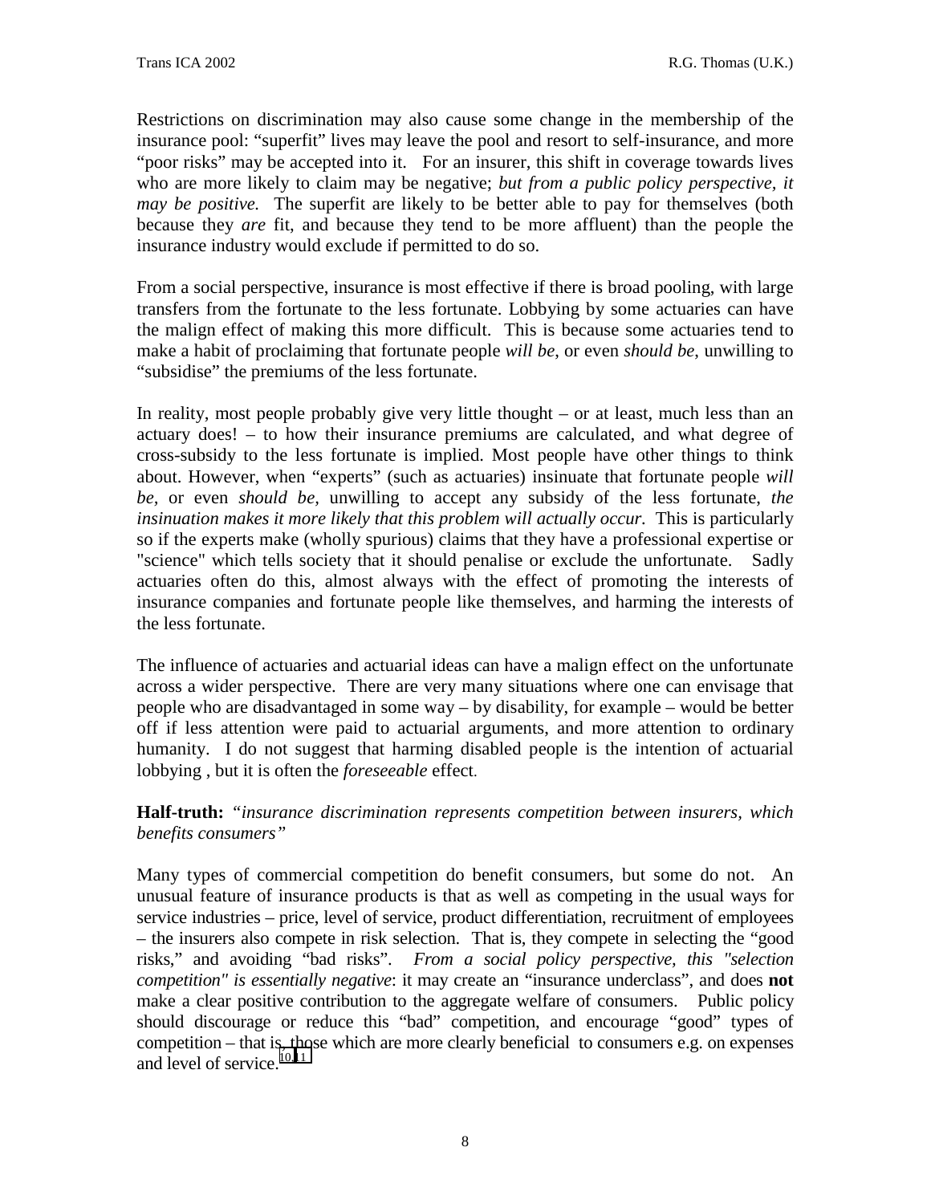Restrictions on discrimination may also cause some change in the membership of the insurance pool: "superfit" lives may leave the pool and resort to self-insurance, and more "poor risks" may be accepted into it. For an insurer, this shift in coverage towards lives who are more likely to claim may be negative; *but from a public policy perspective, it may be positive.* The superfit are likely to be better able to pay for themselves (both because they *are* fit, and because they tend to be more affluent) than the people the insurance industry would exclude if permitted to do so.

From a social perspective, insurance is most effective if there is broad pooling, with large transfers from the fortunate to the less fortunate. Lobbying by some actuaries can have the malign effect of making this more difficult. This is because some actuaries tend to make a habit of proclaiming that fortunate people *will be*, or even *should be*, unwilling to "subsidise" the premiums of the less fortunate.

In reality, most people probably give very little thought – or at least, much less than an actuary does! – to how their insurance premiums are calculated, and what degree of cross-subsidy to the less fortunate is implied. Most people have other things to think about. However, when "experts" (such as actuaries) insinuate that fortunate people *will be*, or even *should be*, unwilling to accept any subsidy of the less fortunate, *the insinuation makes it more likely that this problem will actually occur.* This is particularly so if the experts make (wholly spurious) claims that they have a professional expertise or "science" which tells society that it should penalise or exclude the unfortunate. Sadly actuaries often do this, almost always with the effect of promoting the interests of insurance companies and fortunate people like themselves, and harming the interests of the less fortunate.

The influence of actuaries and actuarial ideas can have a malign effect on the unfortunate across a wider perspective. There are very many situations where one can envisage that people who are disadvantaged in some way – by disability, for example – would be better off if less attention were paid to actuarial arguments, and more attention to ordinary humanity. I do not suggest that harming disabled people is the intention of actuarial lobbying , but it is often the *foreseeable* effect.

**Half-truth:** *"insurance discrimination represents competition between insurers, which benefits consumers"*

Many types of commercial competition do benefit consumers, but some do not. An unusual feature of insurance products is that as well as competing in the usual ways for service industries – price, level of service, product differentiation, recruitment of employees – the insurers also compete in risk selection. That is, they compete in selecting the "good risks," and avoiding "bad risks". *From a social policy perspective, this "selection competition" is essentially negative*: it may create an "insurance underclass", and does **not** make a clear positive contribution to the aggregate welfare of consumers. Public policy should discourage or reduce this "bad" competition, and encourage "good" types of competition – that is, those which are more clearly beneficial to consumers e.g. on expenses and level of service.[10,11]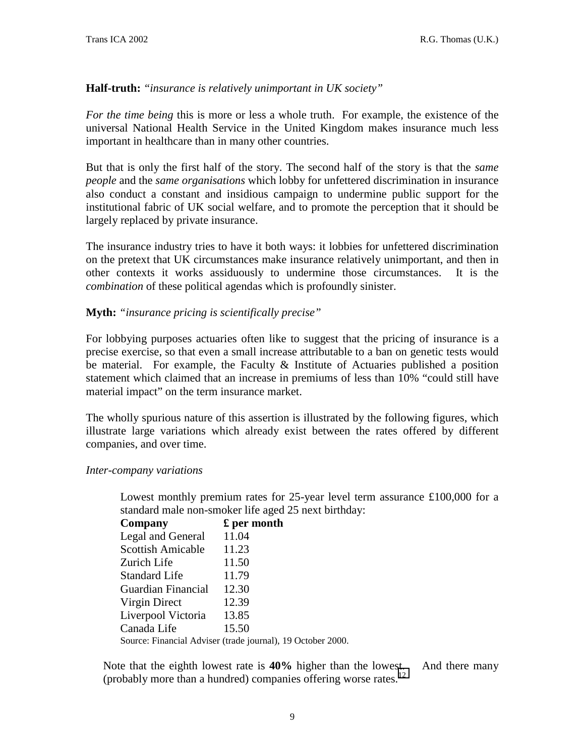**Half-truth:** *"insurance is relatively unimportant in UK society"*

*For the time being* this is more or less a whole truth. For example, the existence of the universal National Health Service in the United Kingdom makes insurance much less important in healthcare than in many other countries.

But that is only the first half of the story. The second half of the story is that the *same people* and the *same organisations* which lobby for unfettered discrimination in insurance also conduct a constant and insidious campaign to undermine public support for the institutional fabric of UK social welfare, and to promote the perception that it should be largely replaced by private insurance.

The insurance industry tries to have it both ways: it lobbies for unfettered discrimination on the pretext that UK circumstances make insurance relatively unimportant, and then in other contexts it works assiduously to undermine those circumstances. It is the *combination* of these political agendas which is profoundly sinister.

**Myth:** *"insurance pricing is scientifically precise"*

For lobbying purposes actuaries often like to suggest that the pricing of insurance is a precise exercise, so that even a small increase attributable to a ban on genetic tests would be material. For example, the Faculty & Institute of Actuaries published a position statement which claimed that an increase in premiums of less than 10% "could still have material impact" on the term insurance market.

The wholly spurious nature of this assertion is illustrated by the following figures, which illustrate large variations which already exist between the rates offered by different companies, and over time.

*Inter-company variations*

Lowest monthly premium rates for 25-year level term assurance £100,000 for a standard male non-smoker life aged 25 next birthday:

| Company | £ per month |
|---|---|
| Legal and General | 11.04 |
| Scottish Amicable | 11.23 |
| Zurich Life | 11.50 |
| Standard Life | 11.79 |
| Guardian Financial | 12.30 |
| Virgin Direct | 12.39 |
| Liverpool Victoria | 13.85 |
| Canada Life | 15.50 |

Source: Financial Adviser (trade journal), 19 October 2000.

Note that the eighth lowest rate is **40%** higher than the lowest. And there many (probably more than a hundred) companies offering worse rates.[12]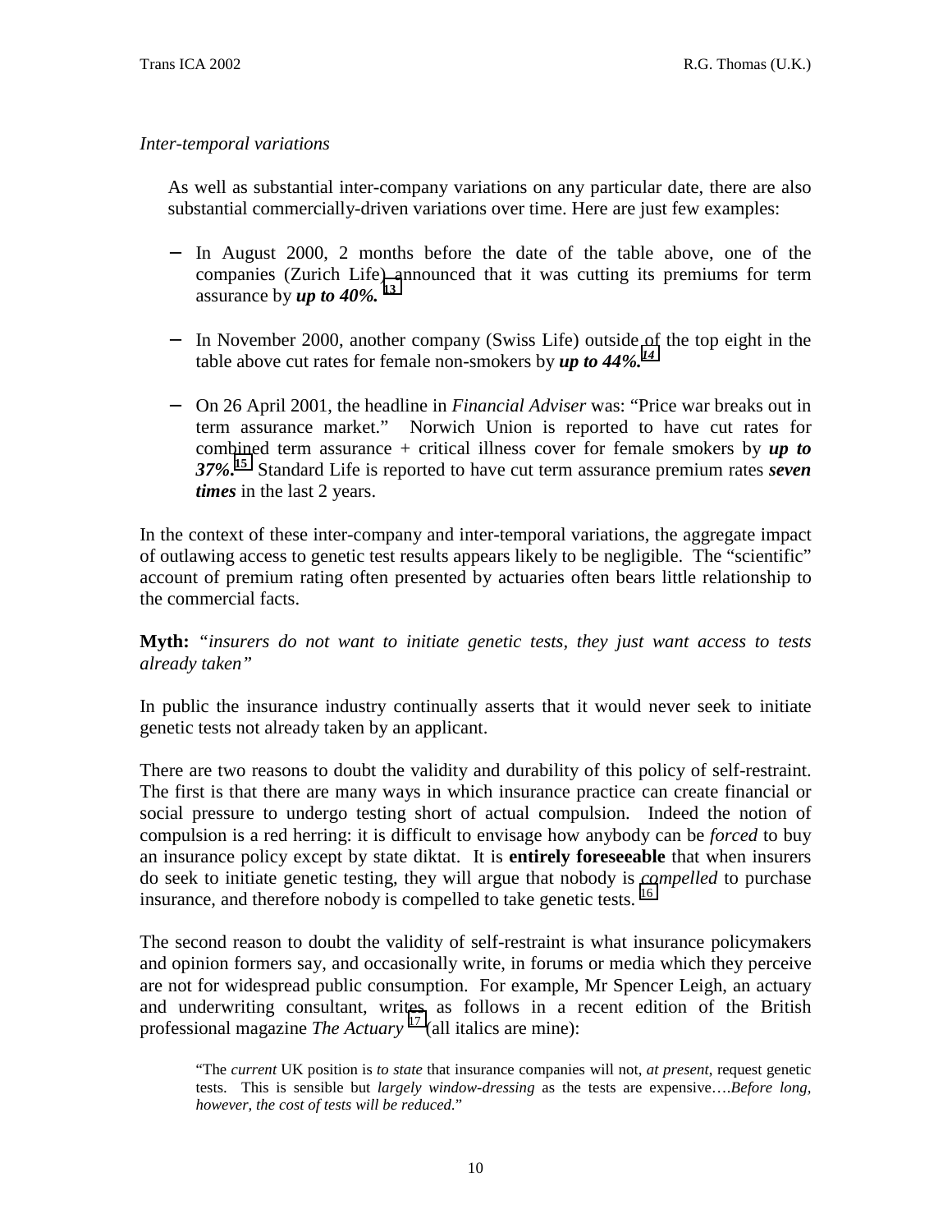*Inter-temporal variations*

> As well as substantial inter-company variations on any particular date, there are also substantial commercially-driven variations over time. Here are just few examples:

- In August 2000, 2 months before the date of the table above, one of the companies (Zurich Life) announced that it was cutting its premiums for term assurance by ***up to 40%.*** [13]

- In November 2000, another company (Swiss Life) outside of the top eight in the table above cut rates for female non-smokers by ***up to 44%.*** [14]

- On 26 April 2001, the headline in *Financial Adviser* was: "Price war breaks out in term assurance market." Norwich Union is reported to have cut rates for combined term assurance + critical illness cover for female smokers by ***up to 37%.*** [15] Standard Life is reported to have cut term assurance premium rates ***seven times*** in the last 2 years.

In the context of these inter-company and inter-temporal variations, the aggregate impact of outlawing access to genetic test results appears likely to be negligible. The "scientific" account of premium rating often presented by actuaries often bears little relationship to the commercial facts.

**Myth:** *"insurers do not want to initiate genetic tests, they just want access to tests already taken"*

In public the insurance industry continually asserts that it would never seek to initiate genetic tests not already taken by an applicant.

There are two reasons to doubt the validity and durability of this policy of self-restraint. The first is that there are many ways in which insurance practice can create financial or social pressure to undergo testing short of actual compulsion. Indeed the notion of compulsion is a red herring: it is difficult to envisage how anybody can be *forced* to buy an insurance policy except by state diktat. It is **entirely foreseeable** that when insurers do seek to initiate genetic testing, they will argue that nobody is *compelled* to purchase insurance, and therefore nobody is compelled to take genetic tests. [16]

The second reason to doubt the validity of self-restraint is what insurance policymakers and opinion formers say, and occasionally write, in forums or media which they perceive are not for widespread public consumption. For example, Mr Spencer Leigh, an actuary and underwriting consultant, writes as follows in a recent edition of the British professional magazine *The Actuary* [17] (all italics are mine):

> "The *current* UK position is *to state* that insurance companies will not, *at present*, request genetic tests. This is sensible but *largely window-dressing* as the tests are expensive….*Before long, however, the cost of tests will be reduced.*"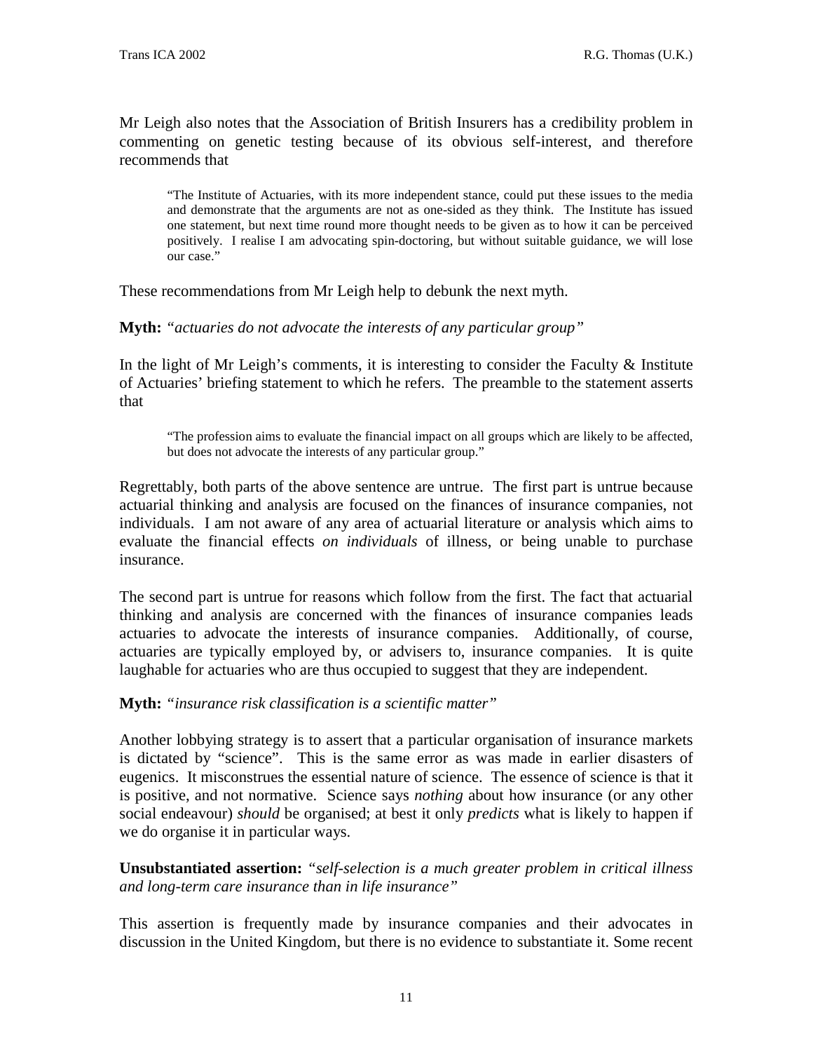Mr Leigh also notes that the Association of British Insurers has a credibility problem in commenting on genetic testing because of its obvious self-interest, and therefore recommends that

> "The Institute of Actuaries, with its more independent stance, could put these issues to the media and demonstrate that the arguments are not as one-sided as they think. The Institute has issued one statement, but next time round more thought needs to be given as to how it can be perceived positively. I realise I am advocating spin-doctoring, but without suitable guidance, we will lose our case."

These recommendations from Mr Leigh help to debunk the next myth.

**Myth:** *"actuaries do not advocate the interests of any particular group"*

In the light of Mr Leigh's comments, it is interesting to consider the Faculty & Institute of Actuaries' briefing statement to which he refers. The preamble to the statement asserts that

> "The profession aims to evaluate the financial impact on all groups which are likely to be affected, but does not advocate the interests of any particular group."

Regrettably, both parts of the above sentence are untrue. The first part is untrue because actuarial thinking and analysis are focused on the finances of insurance companies, not individuals. I am not aware of any area of actuarial literature or analysis which aims to evaluate the financial effects *on individuals* of illness, or being unable to purchase insurance.

The second part is untrue for reasons which follow from the first. The fact that actuarial thinking and analysis are concerned with the finances of insurance companies leads actuaries to advocate the interests of insurance companies. Additionally, of course, actuaries are typically employed by, or advisers to, insurance companies. It is quite laughable for actuaries who are thus occupied to suggest that they are independent.

**Myth:** *"insurance risk classification is a scientific matter"*

Another lobbying strategy is to assert that a particular organisation of insurance markets is dictated by "science". This is the same error as was made in earlier disasters of eugenics. It misconstrues the essential nature of science. The essence of science is that it is positive, and not normative. Science says *nothing* about how insurance (or any other social endeavour) *should* be organised; at best it only *predicts* what is likely to happen if we do organise it in particular ways.

**Unsubstantiated assertion:** *"self-selection is a much greater problem in critical illness and long-term care insurance than in life insurance"*

This assertion is frequently made by insurance companies and their advocates in discussion in the United Kingdom, but there is no evidence to substantiate it. Some recent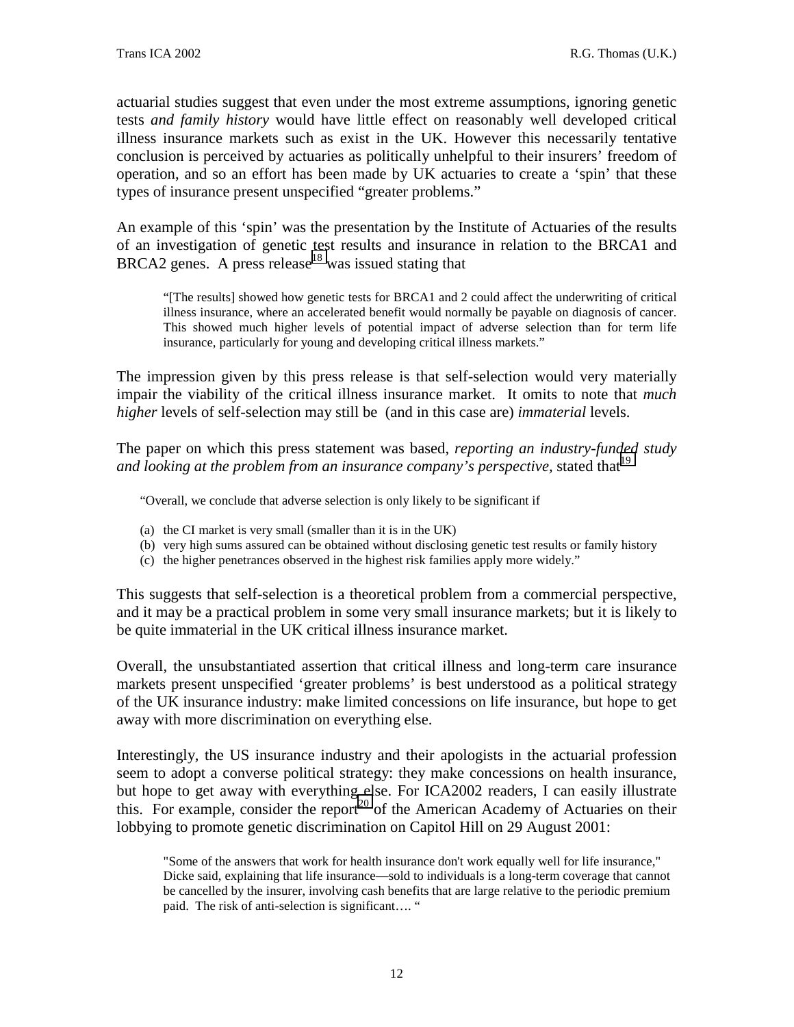actuarial studies suggest that even under the most extreme assumptions, ignoring genetic tests *and family history* would have little effect on reasonably well developed critical illness insurance markets such as exist in the UK. However this necessarily tentative conclusion is perceived by actuaries as politically unhelpful to their insurers' freedom of operation, and so an effort has been made by UK actuaries to create a 'spin' that these types of insurance present unspecified "greater problems."

An example of this 'spin' was the presentation by the Institute of Actuaries of the results of an investigation of genetic test results and insurance in relation to the BRCA1 and BRCA2 genes. A press release[18] was issued stating that

> "[The results] showed how genetic tests for BRCA1 and 2 could affect the underwriting of critical illness insurance, where an accelerated benefit would normally be payable on diagnosis of cancer. This showed much higher levels of potential impact of adverse selection than for term life insurance, particularly for young and developing critical illness markets."

The impression given by this press release is that self-selection would very materially impair the viability of the critical illness insurance market. It omits to note that *much higher* levels of self-selection may still be (and in this case are) *immaterial* levels.

The paper on which this press statement was based, *reporting an industry-funded study and looking at the problem from an insurance company's perspective*, stated that[19]

> "Overall, we conclude that adverse selection is only likely to be significant if
>
> (a) the CI market is very small (smaller than it is in the UK)
> (b) very high sums assured can be obtained without disclosing genetic test results or family history
> (c) the higher penetrances observed in the highest risk families apply more widely."

This suggests that self-selection is a theoretical problem from a commercial perspective, and it may be a practical problem in some very small insurance markets; but it is likely to be quite immaterial in the UK critical illness insurance market.

Overall, the unsubstantiated assertion that critical illness and long-term care insurance markets present unspecified 'greater problems' is best understood as a political strategy of the UK insurance industry: make limited concessions on life insurance, but hope to get away with more discrimination on everything else.

Interestingly, the US insurance industry and their apologists in the actuarial profession seem to adopt a converse political strategy: they make concessions on health insurance, but hope to get away with everything else. For ICA2002 readers, I can easily illustrate this. For example, consider the report[20] of the American Academy of Actuaries on their lobbying to promote genetic discrimination on Capitol Hill on 29 August 2001:

> "Some of the answers that work for health insurance don't work equally well for life insurance," Dicke said, explaining that life insurance—sold to individuals is a long-term coverage that cannot be cancelled by the insurer, involving cash benefits that are large relative to the periodic premium paid. The risk of anti-selection is significant…. "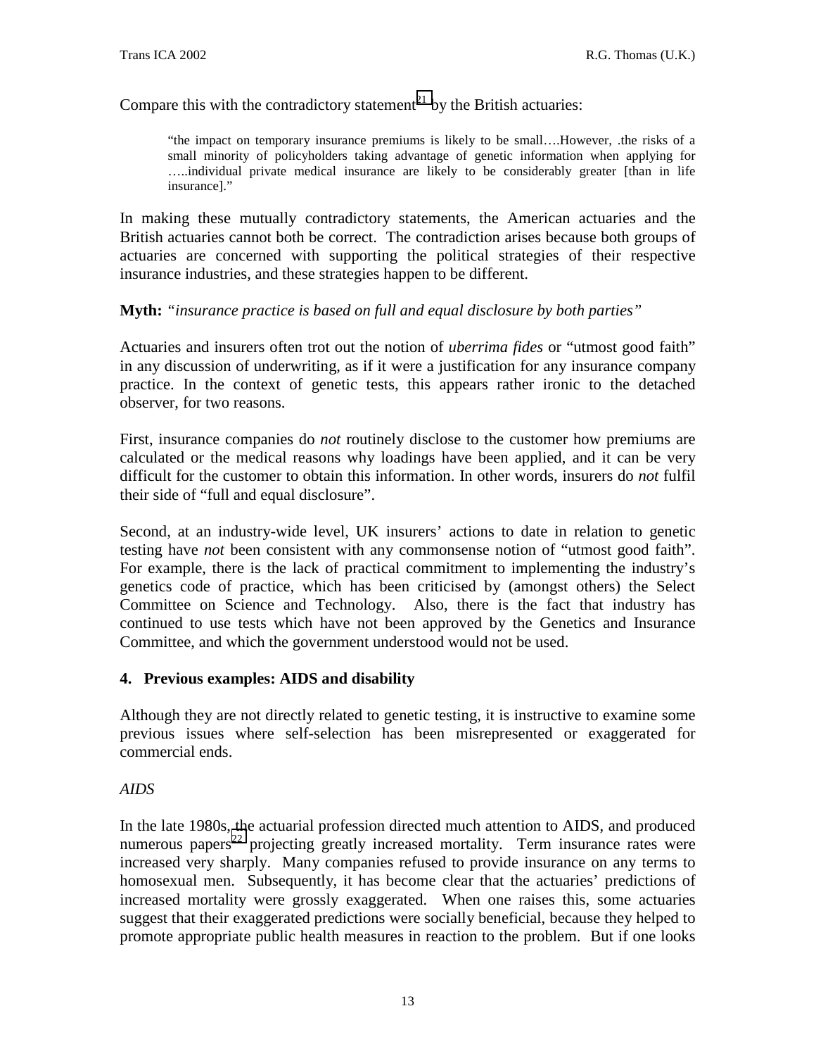Compare this with the contradictory statement[21] by the British actuaries:

> "the impact on temporary insurance premiums is likely to be small….However, .the risks of a small minority of policyholders taking advantage of genetic information when applying for …..individual private medical insurance are likely to be considerably greater [than in life insurance]."

In making these mutually contradictory statements, the American actuaries and the British actuaries cannot both be correct. The contradiction arises because both groups of actuaries are concerned with supporting the political strategies of their respective insurance industries, and these strategies happen to be different.

**Myth:** *"insurance practice is based on full and equal disclosure by both parties"*

Actuaries and insurers often trot out the notion of *uberrima fides* or "utmost good faith" in any discussion of underwriting, as if it were a justification for any insurance company practice. In the context of genetic tests, this appears rather ironic to the detached observer, for two reasons.

First, insurance companies do *not* routinely disclose to the customer how premiums are calculated or the medical reasons why loadings have been applied, and it can be very difficult for the customer to obtain this information. In other words, insurers do *not* fulfil their side of "full and equal disclosure".

Second, at an industry-wide level, UK insurers' actions to date in relation to genetic testing have *not* been consistent with any commonsense notion of "utmost good faith". For example, there is the lack of practical commitment to implementing the industry's genetics code of practice, which has been criticised by (amongst others) the Select Committee on Science and Technology. Also, there is the fact that industry has continued to use tests which have not been approved by the Genetics and Insurance Committee, and which the government understood would not be used.

## 4. Previous examples: AIDS and disability

Although they are not directly related to genetic testing, it is instructive to examine some previous issues where self-selection has been misrepresented or exaggerated for commercial ends.

*AIDS*

In the late 1980s, the actuarial profession directed much attention to AIDS, and produced numerous papers[22] projecting greatly increased mortality. Term insurance rates were increased very sharply. Many companies refused to provide insurance on any terms to homosexual men. Subsequently, it has become clear that the actuaries' predictions of increased mortality were grossly exaggerated. When one raises this, some actuaries suggest that their exaggerated predictions were socially beneficial, because they helped to promote appropriate public health measures in reaction to the problem. But if one looks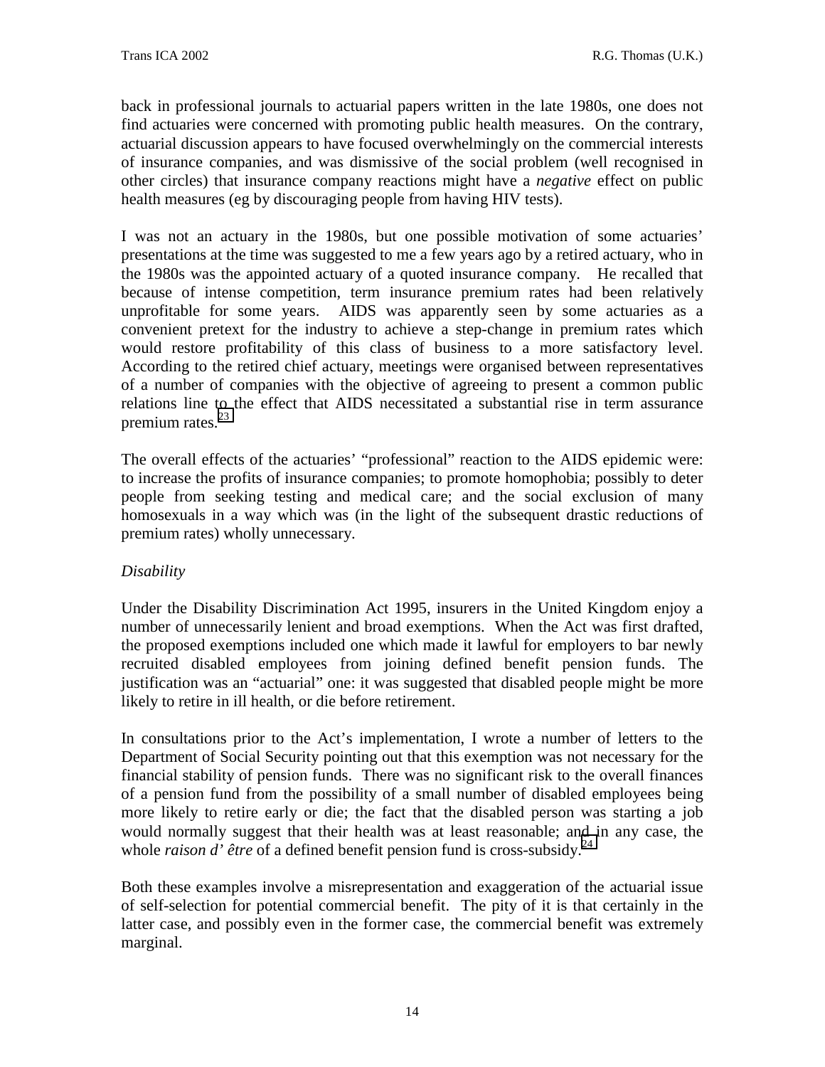back in professional journals to actuarial papers written in the late 1980s, one does not find actuaries were concerned with promoting public health measures. On the contrary, actuarial discussion appears to have focused overwhelmingly on the commercial interests of insurance companies, and was dismissive of the social problem (well recognised in other circles) that insurance company reactions might have a *negative* effect on public health measures (eg by discouraging people from having HIV tests).

I was not an actuary in the 1980s, but one possible motivation of some actuaries' presentations at the time was suggested to me a few years ago by a retired actuary, who in the 1980s was the appointed actuary of a quoted insurance company. He recalled that because of intense competition, term insurance premium rates had been relatively unprofitable for some years. AIDS was apparently seen by some actuaries as a convenient pretext for the industry to achieve a step-change in premium rates which would restore profitability of this class of business to a more satisfactory level. According to the retired chief actuary, meetings were organised between representatives of a number of companies with the objective of agreeing to present a common public relations line to the effect that AIDS necessitated a substantial rise in term assurance premium rates.[23]

The overall effects of the actuaries' "professional" reaction to the AIDS epidemic were: to increase the profits of insurance companies; to promote homophobia; possibly to deter people from seeking testing and medical care; and the social exclusion of many homosexuals in a way which was (in the light of the subsequent drastic reductions of premium rates) wholly unnecessary.

*Disability*

Under the Disability Discrimination Act 1995, insurers in the United Kingdom enjoy a number of unnecessarily lenient and broad exemptions. When the Act was first drafted, the proposed exemptions included one which made it lawful for employers to bar newly recruited disabled employees from joining defined benefit pension funds. The justification was an "actuarial" one: it was suggested that disabled people might be more likely to retire in ill health, or die before retirement.

In consultations prior to the Act's implementation, I wrote a number of letters to the Department of Social Security pointing out that this exemption was not necessary for the financial stability of pension funds. There was no significant risk to the overall finances of a pension fund from the possibility of a small number of disabled employees being more likely to retire early or die; the fact that the disabled person was starting a job would normally suggest that their health was at least reasonable; and in any case, the whole *raison d' être* of a defined benefit pension fund is cross-subsidy.[24]

Both these examples involve a misrepresentation and exaggeration of the actuarial issue of self-selection for potential commercial benefit. The pity of it is that certainly in the latter case, and possibly even in the former case, the commercial benefit was extremely marginal.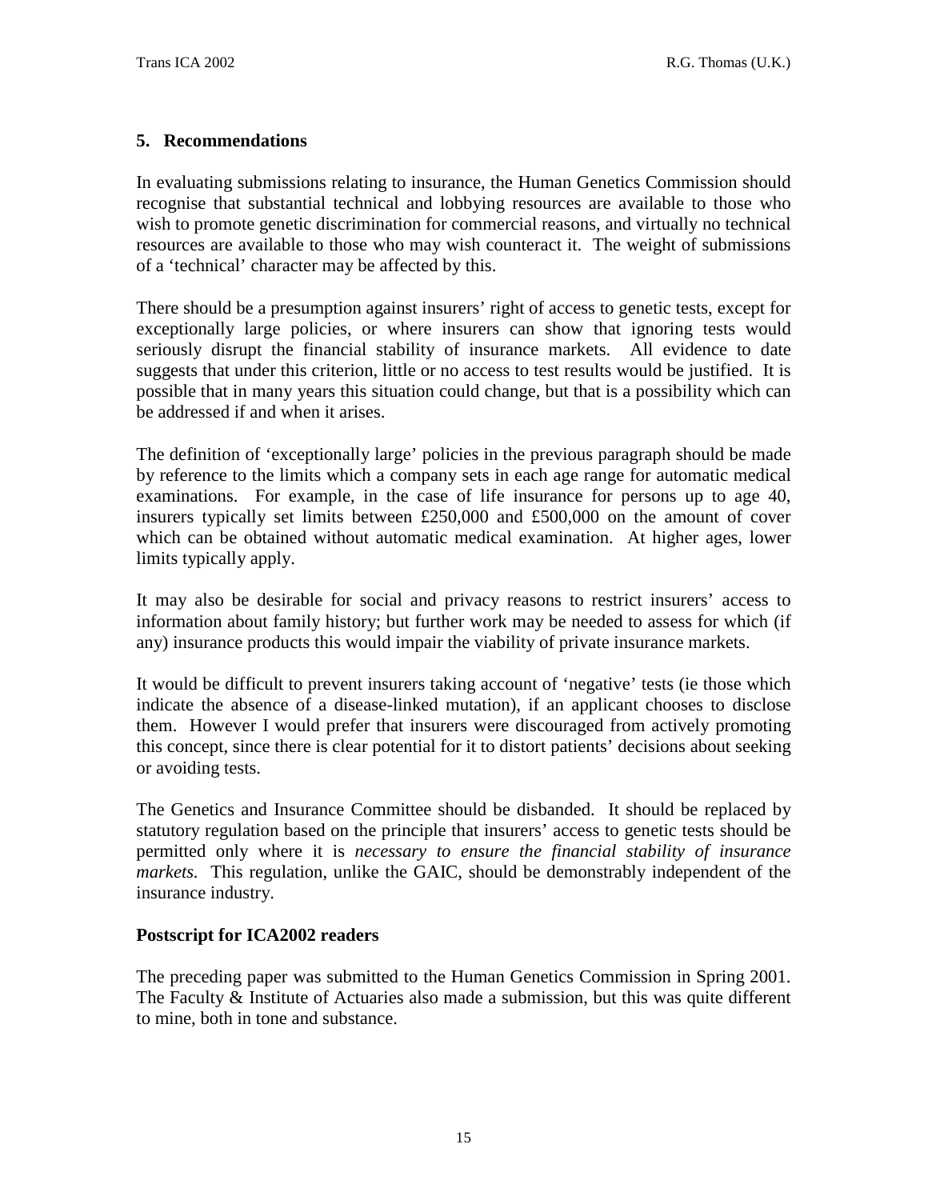## 5. Recommendations

In evaluating submissions relating to insurance, the Human Genetics Commission should recognise that substantial technical and lobbying resources are available to those who wish to promote genetic discrimination for commercial reasons, and virtually no technical resources are available to those who may wish counteract it. The weight of submissions of a 'technical' character may be affected by this.

There should be a presumption against insurers' right of access to genetic tests, except for exceptionally large policies, or where insurers can show that ignoring tests would seriously disrupt the financial stability of insurance markets. All evidence to date suggests that under this criterion, little or no access to test results would be justified. It is possible that in many years this situation could change, but that is a possibility which can be addressed if and when it arises.

The definition of 'exceptionally large' policies in the previous paragraph should be made by reference to the limits which a company sets in each age range for automatic medical examinations. For example, in the case of life insurance for persons up to age 40, insurers typically set limits between £250,000 and £500,000 on the amount of cover which can be obtained without automatic medical examination. At higher ages, lower limits typically apply.

It may also be desirable for social and privacy reasons to restrict insurers' access to information about family history; but further work may be needed to assess for which (if any) insurance products this would impair the viability of private insurance markets.

It would be difficult to prevent insurers taking account of 'negative' tests (ie those which indicate the absence of a disease-linked mutation), if an applicant chooses to disclose them. However I would prefer that insurers were discouraged from actively promoting this concept, since there is clear potential for it to distort patients' decisions about seeking or avoiding tests.

The Genetics and Insurance Committee should be disbanded. It should be replaced by statutory regulation based on the principle that insurers' access to genetic tests should be permitted only where it is *necessary to ensure the financial stability of insurance markets.* This regulation, unlike the GAIC, should be demonstrably independent of the insurance industry.

### Postscript for ICA2002 readers

The preceding paper was submitted to the Human Genetics Commission in Spring 2001. The Faculty & Institute of Actuaries also made a submission, but this was quite different to mine, both in tone and substance.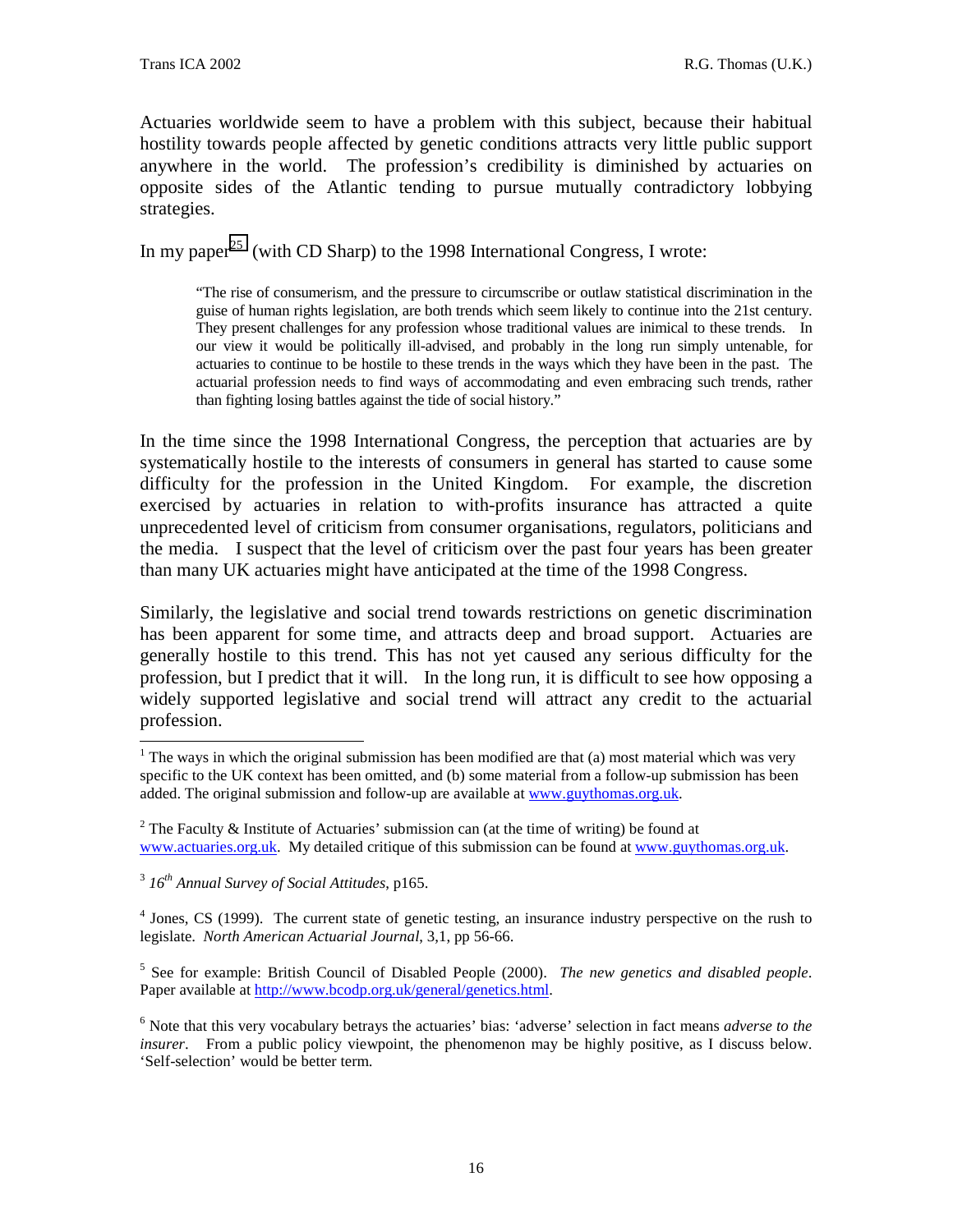Actuaries worldwide seem to have a problem with this subject, because their habitual hostility towards people affected by genetic conditions attracts very little public support anywhere in the world. The profession's credibility is diminished by actuaries on opposite sides of the Atlantic tending to pursue mutually contradictory lobbying strategies.

In my paper[25] (with CD Sharp) to the 1998 International Congress, I wrote:

> "The rise of consumerism, and the pressure to circumscribe or outlaw statistical discrimination in the guise of human rights legislation, are both trends which seem likely to continue into the 21st century. They present challenges for any profession whose traditional values are inimical to these trends. In our view it would be politically ill-advised, and probably in the long run simply untenable, for actuaries to continue to be hostile to these trends in the ways which they have been in the past. The actuarial profession needs to find ways of accommodating and even embracing such trends, rather than fighting losing battles against the tide of social history."

In the time since the 1998 International Congress, the perception that actuaries are by systematically hostile to the interests of consumers in general has started to cause some difficulty for the profession in the United Kingdom. For example, the discretion exercised by actuaries in relation to with-profits insurance has attracted a quite unprecedented level of criticism from consumer organisations, regulators, politicians and the media. I suspect that the level of criticism over the past four years has been greater than many UK actuaries might have anticipated at the time of the 1998 Congress.

Similarly, the legislative and social trend towards restrictions on genetic discrimination has been apparent for some time, and attracts deep and broad support. Actuaries are generally hostile to this trend. This has not yet caused any serious difficulty for the profession, but I predict that it will. In the long run, it is difficult to see how opposing a widely supported legislative and social trend will attract any credit to the actuarial profession.

---

[1] The ways in which the original submission has been modified are that (a) most material which was very specific to the UK context has been omitted, and (b) some material from a follow-up submission has been added. The original submission and follow-up are available at www.guythomas.org.uk.

[2] The Faculty & Institute of Actuaries' submission can (at the time of writing) be found at www.actuaries.org.uk. My detailed critique of this submission can be found at www.guythomas.org.uk.

[3] *16th Annual Survey of Social Attitudes*, p165.

[4] Jones, CS (1999). The current state of genetic testing, an insurance industry perspective on the rush to legislate. *North American Actuarial Journal*, 3,1, pp 56-66.

[5] See for example: British Council of Disabled People (2000). *The new genetics and disabled people*. Paper available at http://www.bcodp.org.uk/general/genetics.html.

[6] Note that this very vocabulary betrays the actuaries' bias: 'adverse' selection in fact means *adverse to the insurer*. From a public policy viewpoint, the phenomenon may be highly positive, as I discuss below. 'Self-selection' would be better term.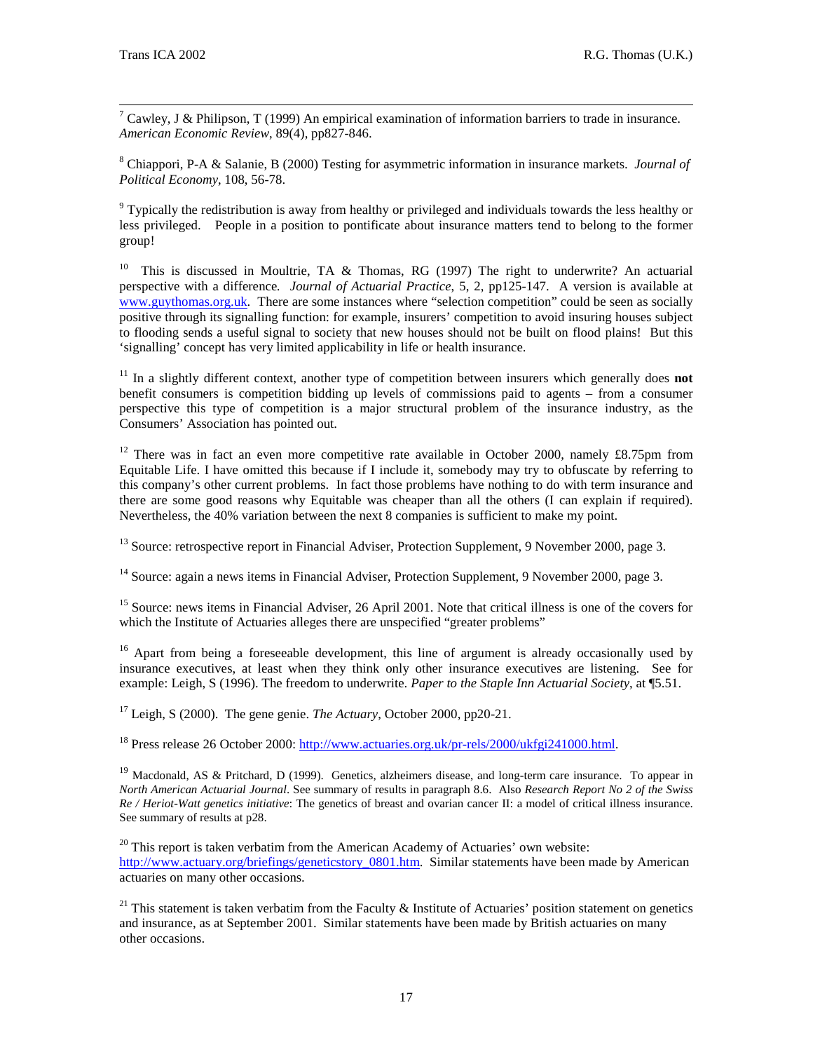[7] Cawley, J & Philipson, T (1999) An empirical examination of information barriers to trade in insurance. *American Economic Review*, 89(4), pp827-846.

[8] Chiappori, P-A & Salanie, B (2000) Testing for asymmetric information in insurance markets. *Journal of Political Economy*, 108, 56-78.

[9] Typically the redistribution is away from healthy or privileged and individuals towards the less healthy or less privileged. People in a position to pontificate about insurance matters tend to belong to the former group!

[10] This is discussed in Moultrie, TA & Thomas, RG (1997) The right to underwrite? An actuarial perspective with a difference. *Journal of Actuarial Practice*, 5, 2, pp125-147. A version is available at www.guythomas.org.uk. There are some instances where "selection competition" could be seen as socially positive through its signalling function: for example, insurers' competition to avoid insuring houses subject to flooding sends a useful signal to society that new houses should not be built on flood plains! But this 'signalling' concept has very limited applicability in life or health insurance.

[11] In a slightly different context, another type of competition between insurers which generally does **not** benefit consumers is competition bidding up levels of commissions paid to agents – from a consumer perspective this type of competition is a major structural problem of the insurance industry, as the Consumers' Association has pointed out.

[12] There was in fact an even more competitive rate available in October 2000, namely £8.75pm from Equitable Life. I have omitted this because if I include it, somebody may try to obfuscate by referring to this company's other current problems. In fact those problems have nothing to do with term insurance and there are some good reasons why Equitable was cheaper than all the others (I can explain if required). Nevertheless, the 40% variation between the next 8 companies is sufficient to make my point.

[13] Source: retrospective report in Financial Adviser, Protection Supplement, 9 November 2000, page 3.

[14] Source: again a news items in Financial Adviser, Protection Supplement, 9 November 2000, page 3.

[15] Source: news items in Financial Adviser, 26 April 2001. Note that critical illness is one of the covers for which the Institute of Actuaries alleges there are unspecified "greater problems"

[16] Apart from being a foreseeable development, this line of argument is already occasionally used by insurance executives, at least when they think only other insurance executives are listening. See for example: Leigh, S (1996). The freedom to underwrite. *Paper to the Staple Inn Actuarial Society*, at ¶5.51.

[17] Leigh, S (2000). The gene genie. *The Actuary*, October 2000, pp20-21.

[18] Press release 26 October 2000: http://www.actuaries.org.uk/pr-rels/2000/ukfgi241000.html.

[19] Macdonald, AS & Pritchard, D (1999). Genetics, alzheimers disease, and long-term care insurance. To appear in *North American Actuarial Journal*. See summary of results in paragraph 8.6. Also *Research Report No 2 of the Swiss Re / Heriot-Watt genetics initiative*: The genetics of breast and ovarian cancer II: a model of critical illness insurance. See summary of results at p28.

[20] This report is taken verbatim from the American Academy of Actuaries' own website: http://www.actuary.org/briefings/geneticstory_0801.htm. Similar statements have been made by American actuaries on many other occasions.

[21] This statement is taken verbatim from the Faculty & Institute of Actuaries' position statement on genetics and insurance, as at September 2001. Similar statements have been made by British actuaries on many other occasions.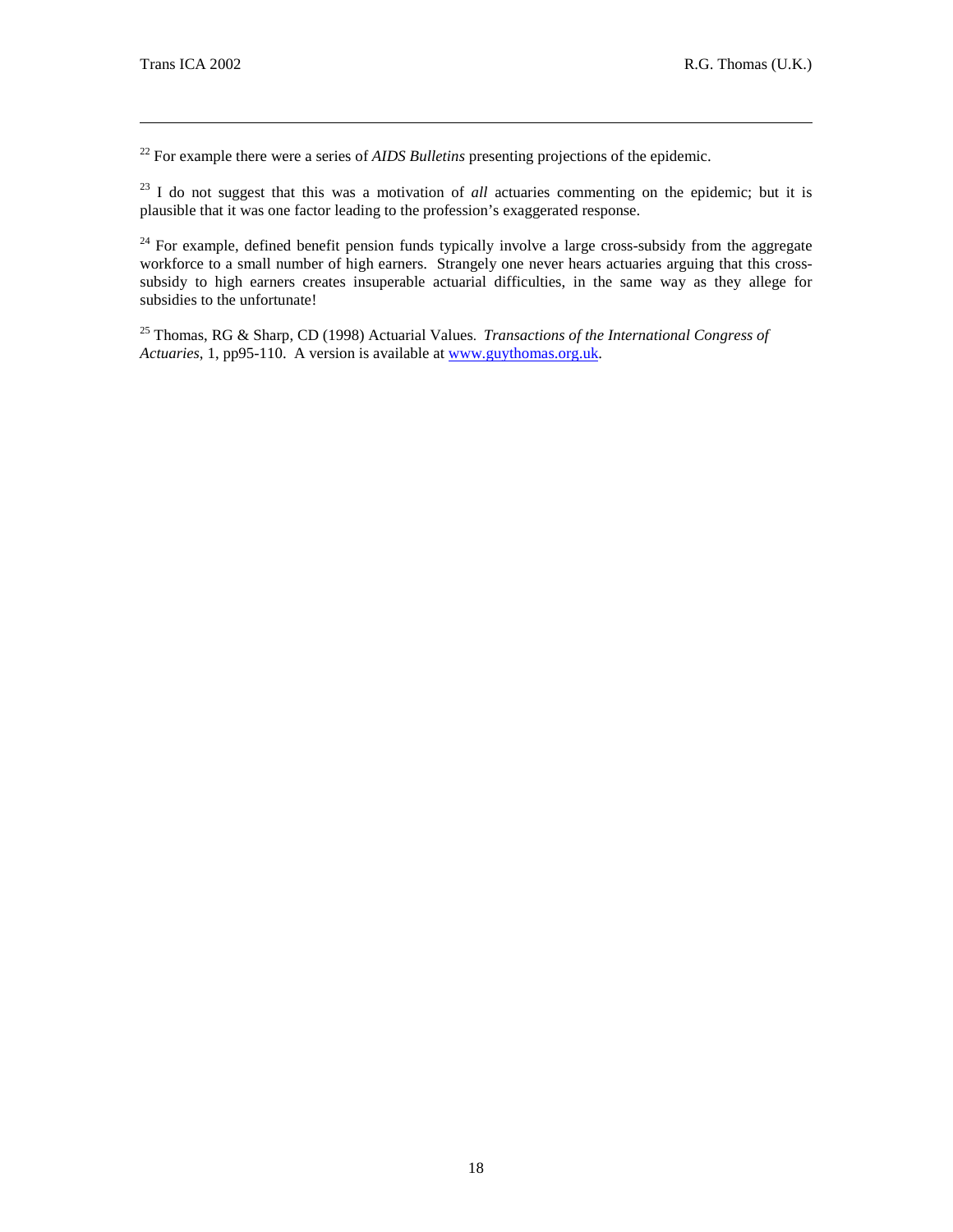[22] For example there were a series of *AIDS Bulletins* presenting projections of the epidemic.

[23] I do not suggest that this was a motivation of *all* actuaries commenting on the epidemic; but it is plausible that it was one factor leading to the profession's exaggerated response.

[24] For example, defined benefit pension funds typically involve a large cross-subsidy from the aggregate workforce to a small number of high earners. Strangely one never hears actuaries arguing that this cross-subsidy to high earners creates insuperable actuarial difficulties, in the same way as they allege for subsidies to the unfortunate!

[25] Thomas, RG & Sharp, CD (1998) Actuarial Values. *Transactions of the International Congress of Actuaries*, 1, pp95-110. A version is available at [www.guythomas.org.uk](http://www.guythomas.org.uk).